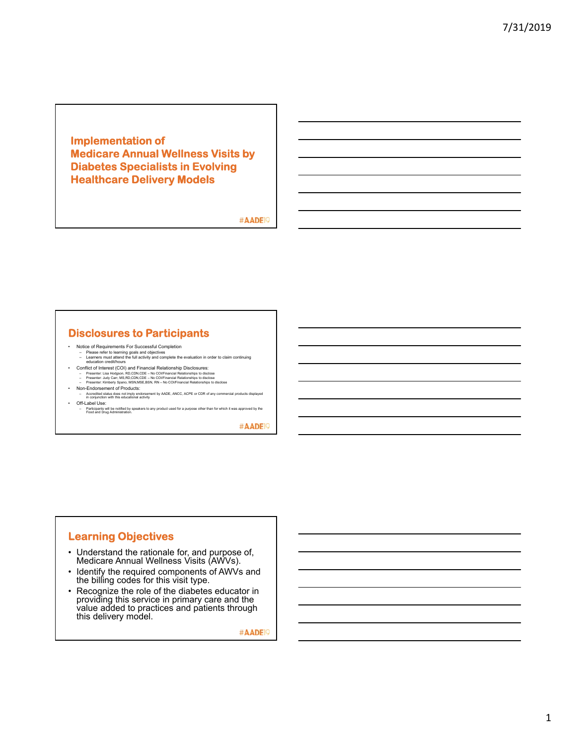## Implementation of Medicare Annual Wellness Visits by Diabetes Specialists in Evolving Healthcare Delivery Models

#AADE19

## Disclosures to Participants

- Notice of Requirements For Successful Completion
  - Please refer to learning goals and objectives
  - Learners must attend the full activity and complete the evaluation in order to claim continuing education credit/hours
- Conflict of Interest (COI) and Financial Relationship Disclosures:
  - Presenter: Lisa Hodgson, RD,CDN,CDE – No COI/Financial Relationships to disclose
  - Presenter: Judy Carr, MS,RD,CDN,CDE – No COI/Financial Relationships to disclose
  - Presenter: Kimberly Spano, MSN,MSE,BSN, RN – No COI/Financial Relationships to disclose
- Non-Endorsement of Products:
  - Accredited status does not imply endorsement by AADE, ANCC, ACPE or CDR of any commercial products displayed in conjunction with this educational activity
- Off-Label Use:
  - Participants will be notified by speakers to any product used for a purpose other than for which it was approved by the Food and Drug Administration.

#AADE19

## Learning Objectives

- Understand the rationale for, and purpose of, Medicare Annual Wellness Visits (AWVs).
- Identify the required components of AWVs and the billing codes for this visit type.
- Recognize the role of the diabetes educator in providing this service in primary care and the value added to practices and patients through this delivery model.

#AADE19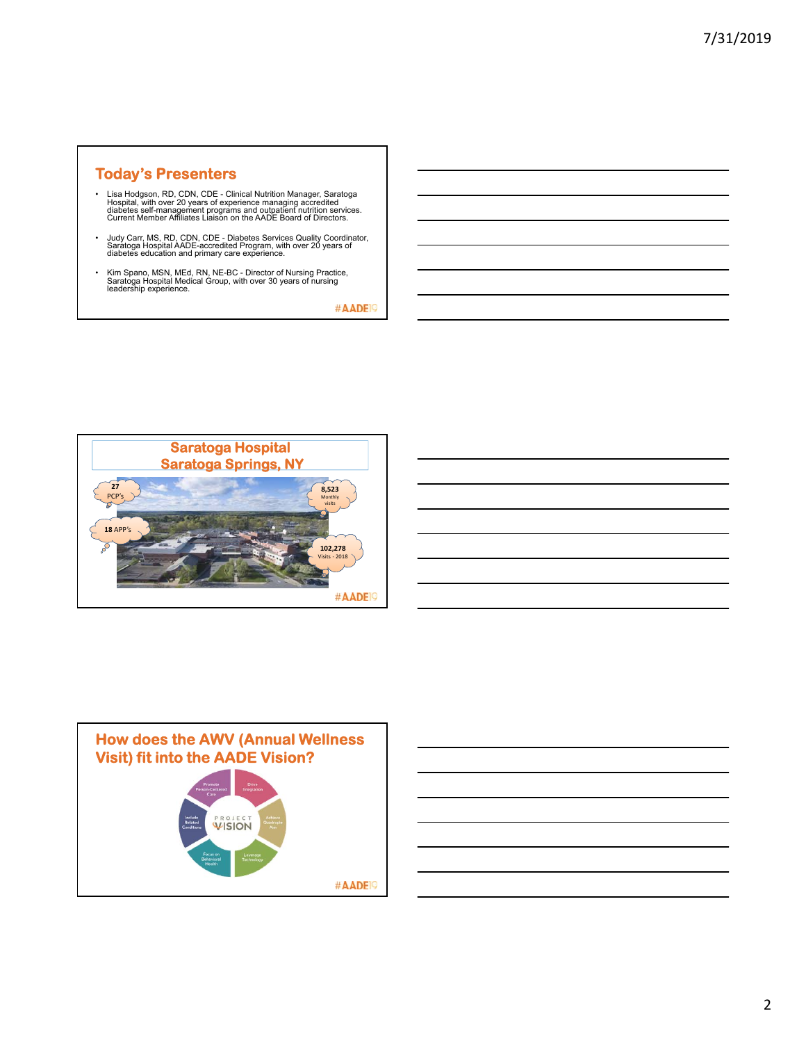## Today's Presenters

- Lisa Hodgson, RD, CDN, CDE - Clinical Nutrition Manager, Saratoga Hospital, with over 20 years of experience managing accredited diabetes self-management programs and outpatient nutrition services. Current Member Affiliates Liaison on the AADE Board of Directors.
- Judy Carr, MS, RD, CDN, CDE - Diabetes Services Quality Coordinator, Saratoga Hospital AADE-accredited Program, with over 20 years of diabetes education and primary care experience.
- Kim Spano, MSN, MEd, RN, NE-BC - Director of Nursing Practice, Saratoga Hospital Medical Group, with over 30 years of nursing leadership experience.

#AADE19

## Saratoga Hospital
## Saratoga Springs, NY

27 PCP's

18 APP's

8,523 Monthly visits

102,278 Visits - 2018

#AADE19

## How does the AWV (Annual Wellness Visit) fit into the AADE Vision?

PROJECT VISION

- Promote Person-Centered Care
- Drive Integration
- Achieve Quadruple Aim
- Leverage Technology
- Focus on Behavioral Health
- Include Related Conditions

#AADE19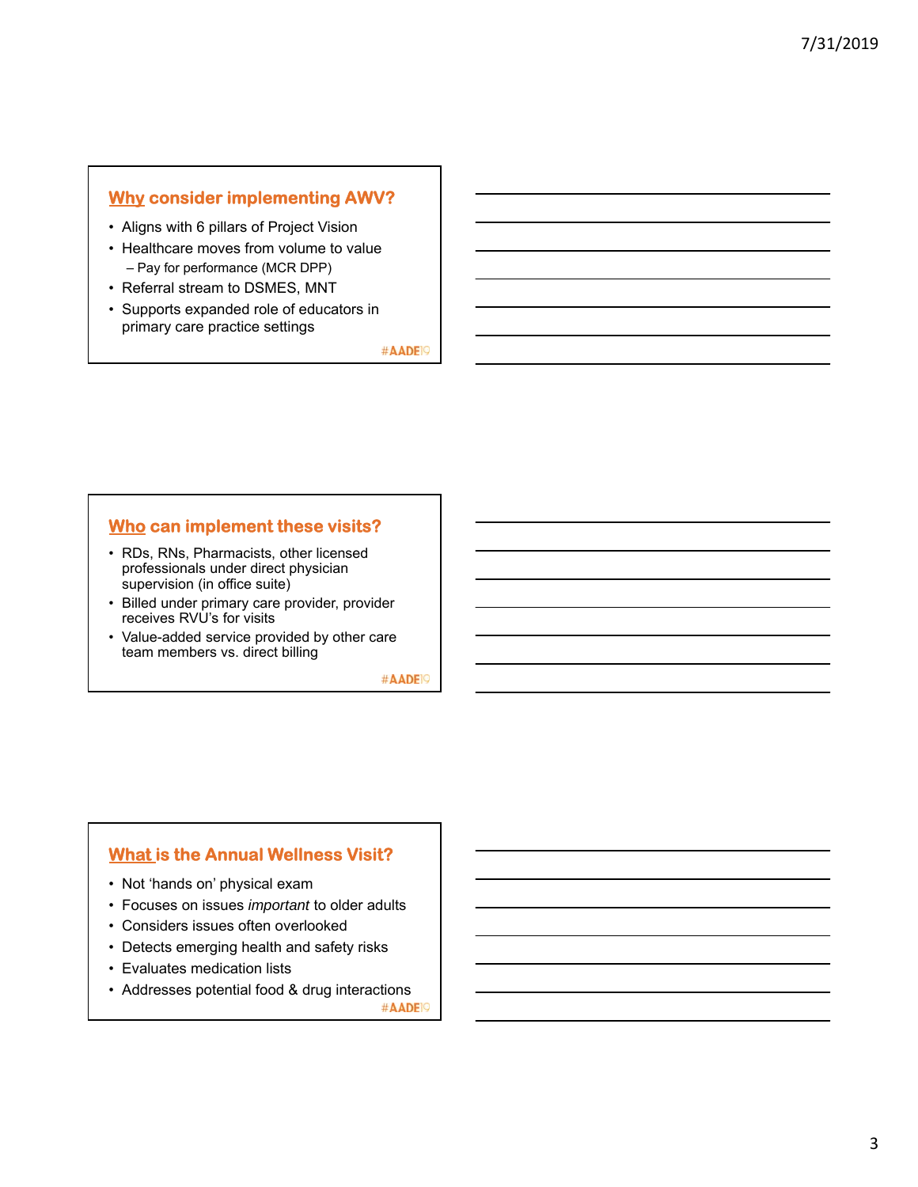## Why consider implementing AWV?

- Aligns with 6 pillars of Project Vision
- Healthcare moves from volume to value
  - Pay for performance (MCR DPP)
- Referral stream to DSMES, MNT
- Supports expanded role of educators in primary care practice settings

#AADE19

## Who can implement these visits?

- RDs, RNs, Pharmacists, other licensed professionals under direct physician supervision (in office suite)
- Billed under primary care provider, provider receives RVU's for visits
- Value-added service provided by other care team members vs. direct billing

#AADE19

## What is the Annual Wellness Visit?

- Not 'hands on' physical exam
- Focuses on issues *important* to older adults
- Considers issues often overlooked
- Detects emerging health and safety risks
- Evaluates medication lists
- Addresses potential food & drug interactions

#AADE19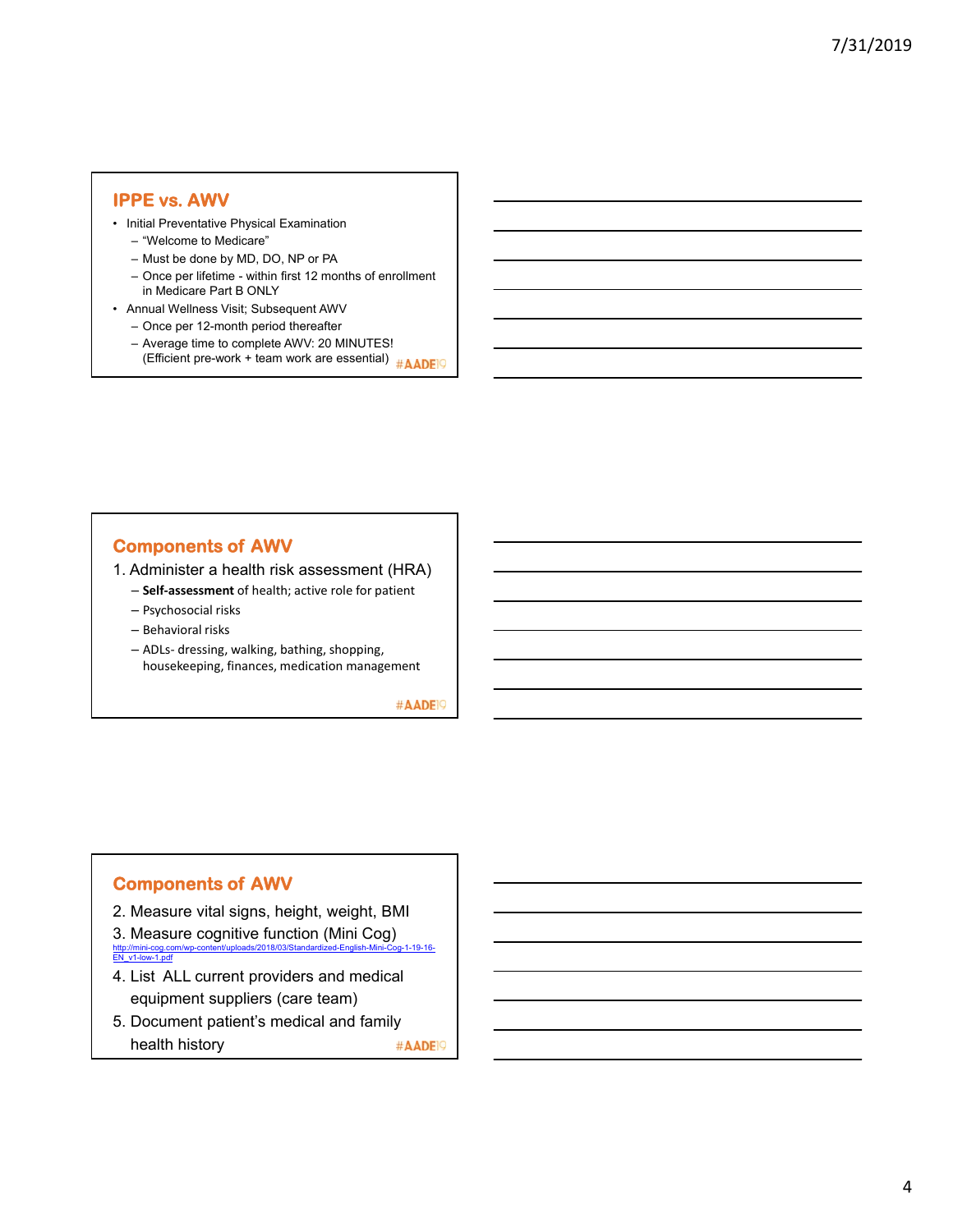## IPPE vs. AWV

- Initial Preventative Physical Examination
  - "Welcome to Medicare"
  - Must be done by MD, DO, NP or PA
  - Once per lifetime - within first 12 months of enrollment in Medicare Part B ONLY
- Annual Wellness Visit; Subsequent AWV
  - Once per 12-month period thereafter
  - Average time to complete AWV: 20 MINUTES! (Efficient pre-work + team work are essential)

#AADE19

## Components of AWV

1. Administer a health risk assessment (HRA)
   - **Self-assessment** of health; active role for patient
   - Psychosocial risks
   - Behavioral risks
   - ADLs- dressing, walking, bathing, shopping, housekeeping, finances, medication management

#AADE19

## Components of AWV

2. Measure vital signs, height, weight, BMI
3. Measure cognitive function (Mini Cog)
   http://mini-cog.com/wp-content/uploads/2018/03/Standardized-English-Mini-Cog-1-19-16-EN_v1-low-1.pdf
4. List ALL current providers and medical equipment suppliers (care team)
5. Document patient's medical and family health history

#AADE19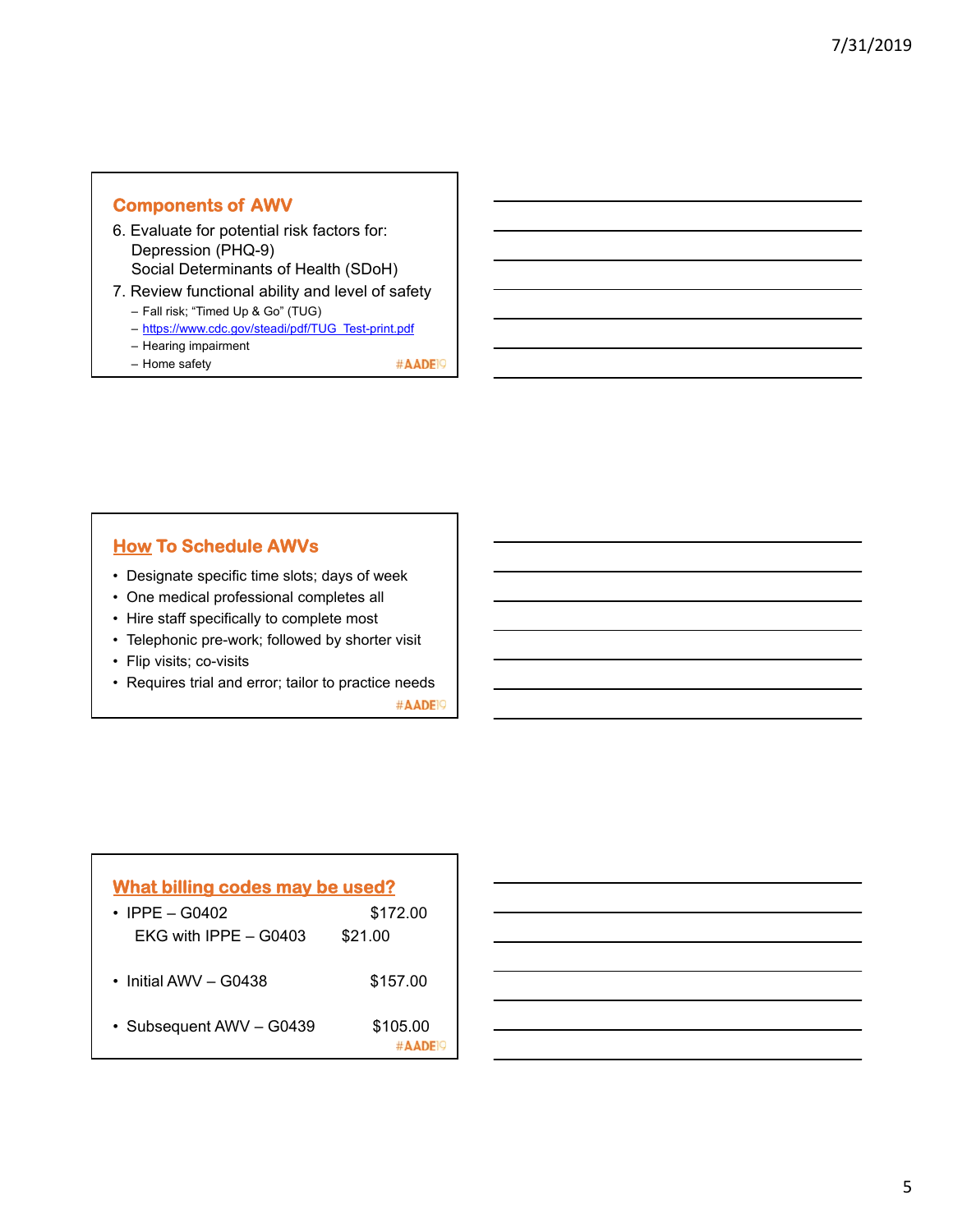## Components of AWV

6. Evaluate for potential risk factors for:
   Depression (PHQ-9)
   Social Determinants of Health (SDoH)
7. Review functional ability and level of safety
   - Fall risk; "Timed Up & Go" (TUG)
   - https://www.cdc.gov/steadi/pdf/TUG_Test-print.pdf
   - Hearing impairment
   - Home safety

#AADE19

## How To Schedule AWVs

- Designate specific time slots; days of week
- One medical professional completes all
- Hire staff specifically to complete most
- Telephonic pre-work; followed by shorter visit
- Flip visits; co-visits
- Requires trial and error; tailor to practice needs

#AADE19

## What billing codes may be used?

- IPPE – G0402 $172.00
  EKG with IPPE – G0403 $21.00
- Initial AWV – G0438 $157.00
- Subsequent AWV – G0439 $105.00

#AADE19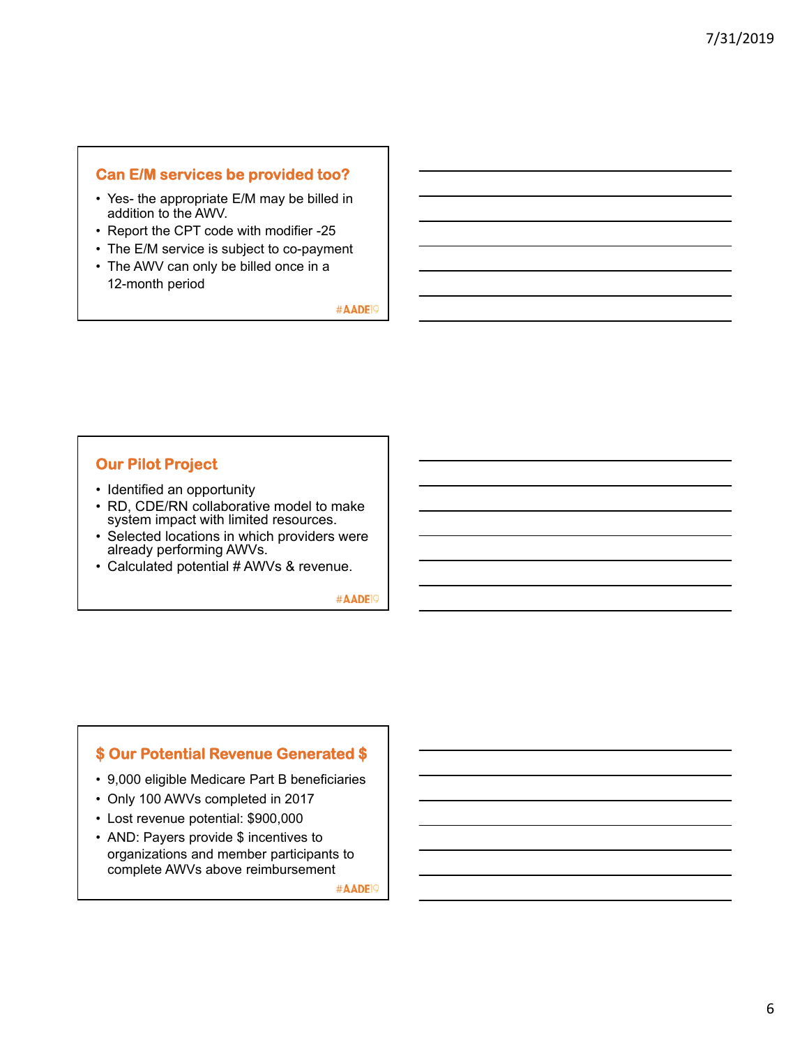## Can E/M services be provided too?

- Yes- the appropriate E/M may be billed in addition to the AWV.
- Report the CPT code with modifier -25
- The E/M service is subject to co-payment
- The AWV can only be billed once in a 12-month period

#AADE19

## Our Pilot Project

- Identified an opportunity
- RD, CDE/RN collaborative model to make system impact with limited resources.
- Selected locations in which providers were already performing AWVs.
- Calculated potential # AWVs & revenue.

#AADE19

## $ Our Potential Revenue Generated $

- 9,000 eligible Medicare Part B beneficiaries
- Only 100 AWVs completed in 2017
- Lost revenue potential: $900,000
- AND: Payers provide $ incentives to organizations and member participants to complete AWVs above reimbursement

#AADE19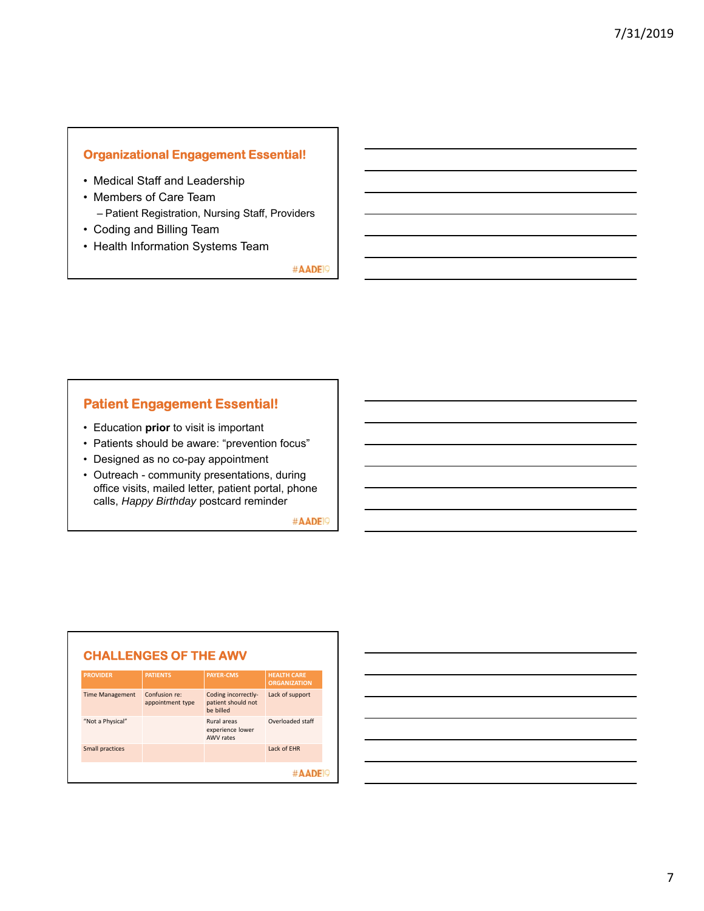## Organizational Engagement Essential!

- Medical Staff and Leadership
- Members of Care Team
  - Patient Registration, Nursing Staff, Providers
- Coding and Billing Team
- Health Information Systems Team

#AADE19

## Patient Engagement Essential!

- Education **prior** to visit is important
- Patients should be aware: “prevention focus”
- Designed as no co-pay appointment
- Outreach - community presentations, during office visits, mailed letter, patient portal, phone calls, *Happy Birthday* postcard reminder

#AADE19

## CHALLENGES OF THE AWV

| PROVIDER | PATIENTS | PAYER-CMS | HEALTH CARE ORGANIZATION |
|---|---|---|---|
| Time Management | Confusion re: appointment type | Coding incorrectly-patient should not be billed | Lack of support |
| “Not a Physical” | | Rural areas experience lower AWV rates | Overloaded staff |
| Small practices | | | Lack of EHR |

#AADE19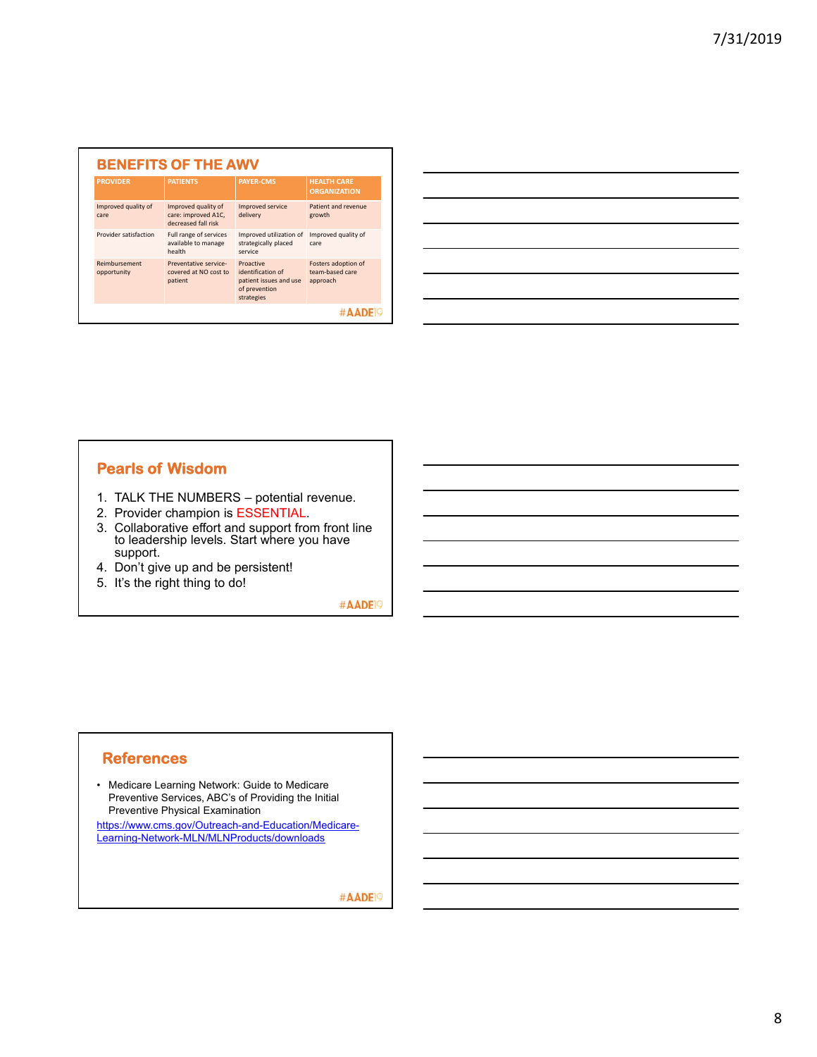## BENEFITS OF THE AWV

| PROVIDER | PATIENTS | PAYER-CMS | HEALTH CARE ORGANIZATION |
| --- | --- | --- | --- |
| Improved quality of care | Improved quality of care: improved A1C, decreased fall risk | Improved service delivery | Patient and revenue growth |
| Provider satisfaction | Full range of services available to manage health | Improved utilization of strategically placed service | Improved quality of care |
| Reimbursement opportunity | Preventative service-covered at NO cost to patient | Proactive identification of patient issues and use of prevention strategies | Fosters adoption of team-based care approach |

#AADE19

## Pearls of Wisdom

1. TALK THE NUMBERS – potential revenue.
2. Provider champion is ESSENTIAL.
3. Collaborative effort and support from front line to leadership levels. Start where you have support.
4. Don't give up and be persistent!
5. It's the right thing to do!

#AADE19

## References

- Medicare Learning Network: Guide to Medicare Preventive Services, ABC's of Providing the Initial Preventive Physical Examination

https://www.cms.gov/Outreach-and-Education/Medicare-Learning-Network-MLN/MLNProducts/downloads

#AADE19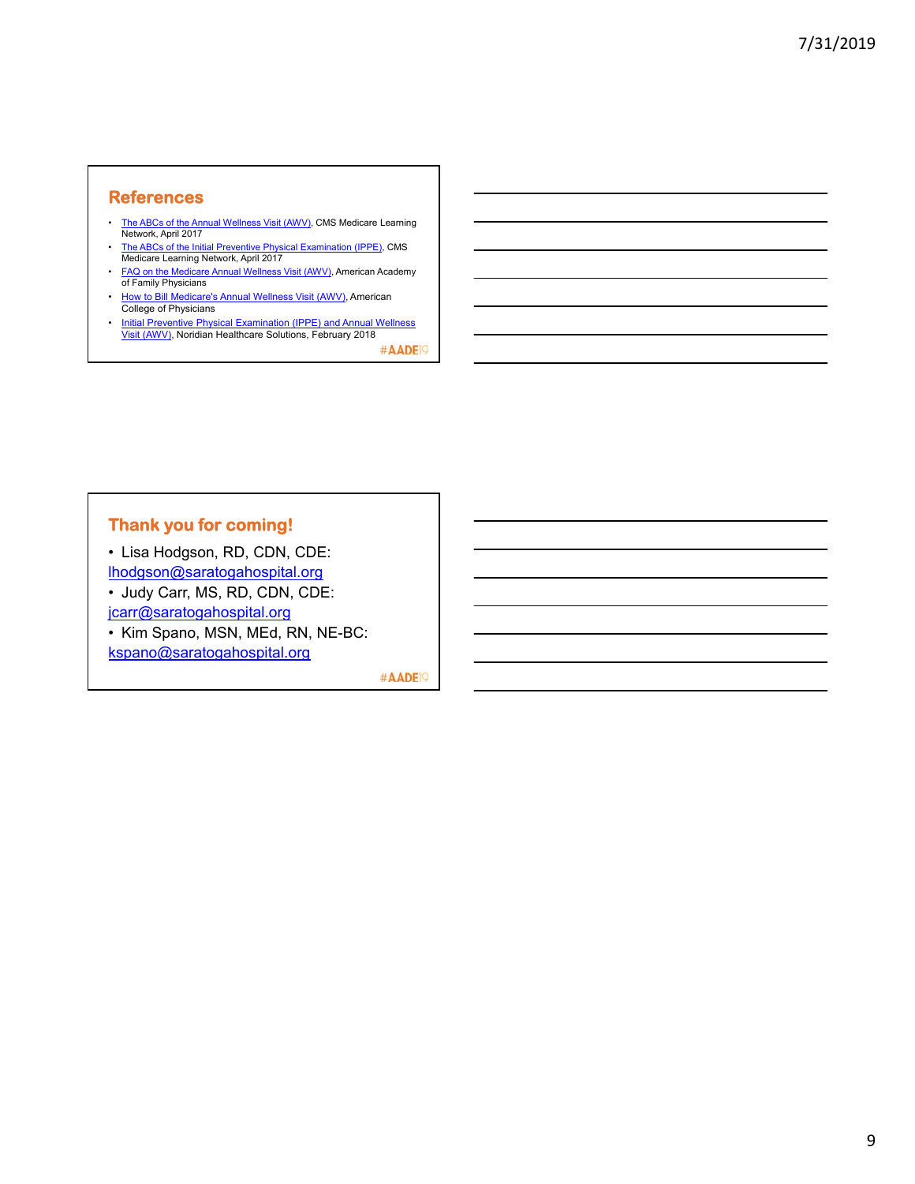## References

- The ABCs of the Annual Wellness Visit (AWV), CMS Medicare Learning Network, April 2017
- The ABCs of the Initial Preventive Physical Examination (IPPE), CMS Medicare Learning Network, April 2017
- FAQ on the Medicare Annual Wellness Visit (AWV), American Academy of Family Physicians
- How to Bill Medicare's Annual Wellness Visit (AWV), American College of Physicians
- Initial Preventive Physical Examination (IPPE) and Annual Wellness Visit (AWV), Noridian Healthcare Solutions, February 2018

#AADE19

## Thank you for coming!

- Lisa Hodgson, RD, CDN, CDE: lhodgson@saratogahospital.org
- Judy Carr, MS, RD, CDN, CDE: jcarr@saratogahospital.org
- Kim Spano, MSN, MEd, RN, NE-BC: kspano@saratogahospital.org

#AADE19